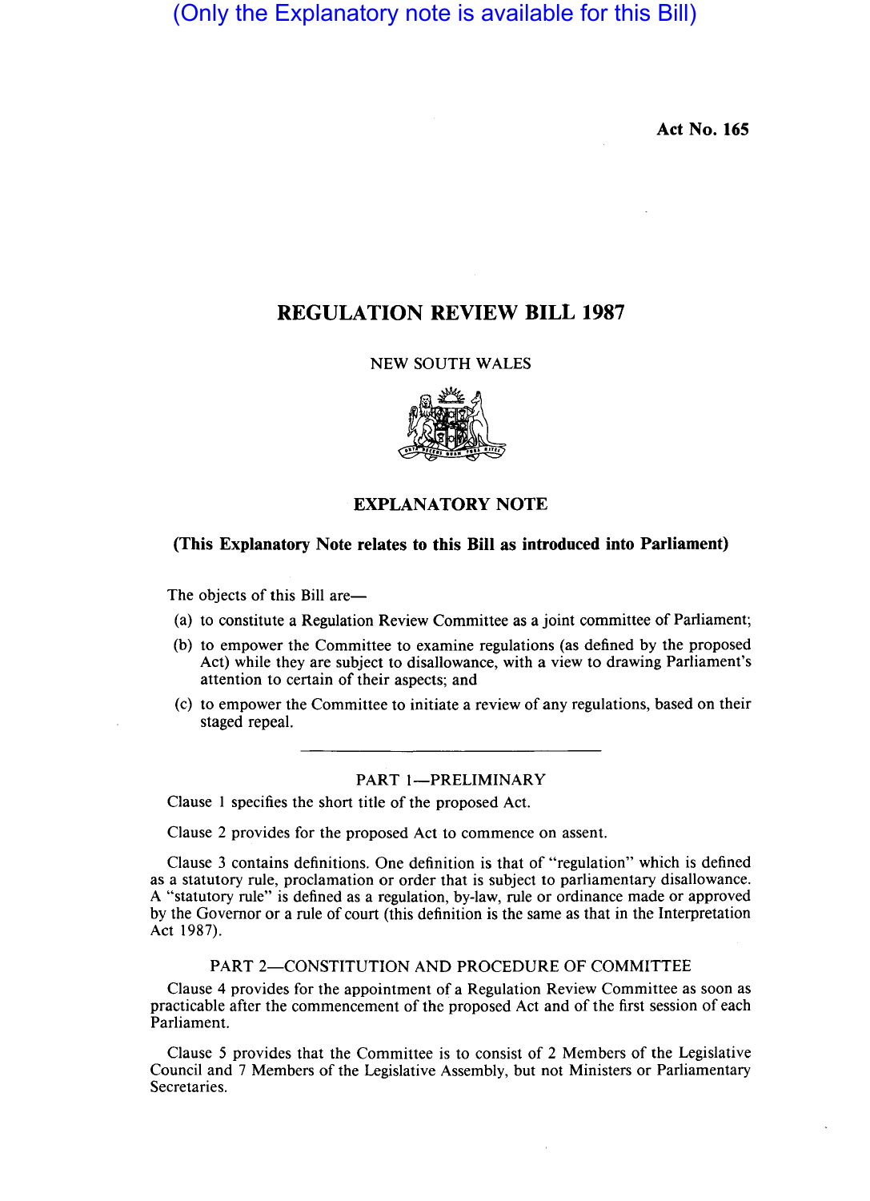(Only the Explanatory note is available for this Bill)

**Act No. 165**

# REGULATION REVIEW BILL 1987

NEW SOUTH WALES

## EXPLANATORY NOTE

**(This Explanatory Note relates to this Bill as introduced into Parliament)**

The objects of this Bill are—

(a) to constitute a Regulation Review Committee as a joint committee of Parliament;

(b) to empower the Committee to examine regulations (as defined by the proposed Act) while they are subject to disallowance, with a view to drawing Parliament's attention to certain of their aspects; and

(c) to empower the Committee to initiate a review of any regulations, based on their staged repeal.

---

### PART 1—PRELIMINARY

Clause 1 specifies the short title of the proposed Act.

Clause 2 provides for the proposed Act to commence on assent.

Clause 3 contains definitions. One definition is that of "regulation" which is defined as a statutory rule, proclamation or order that is subject to parliamentary disallowance. A "statutory rule" is defined as a regulation, by-law, rule or ordinance made or approved by the Governor or a rule of court (this definition is the same as that in the Interpretation Act 1987).

### PART 2—CONSTITUTION AND PROCEDURE OF COMMITTEE

Clause 4 provides for the appointment of a Regulation Review Committee as soon as practicable after the commencement of the proposed Act and of the first session of each Parliament.

Clause 5 provides that the Committee is to consist of 2 Members of the Legislative Council and 7 Members of the Legislative Assembly, but not Ministers or Parliamentary Secretaries.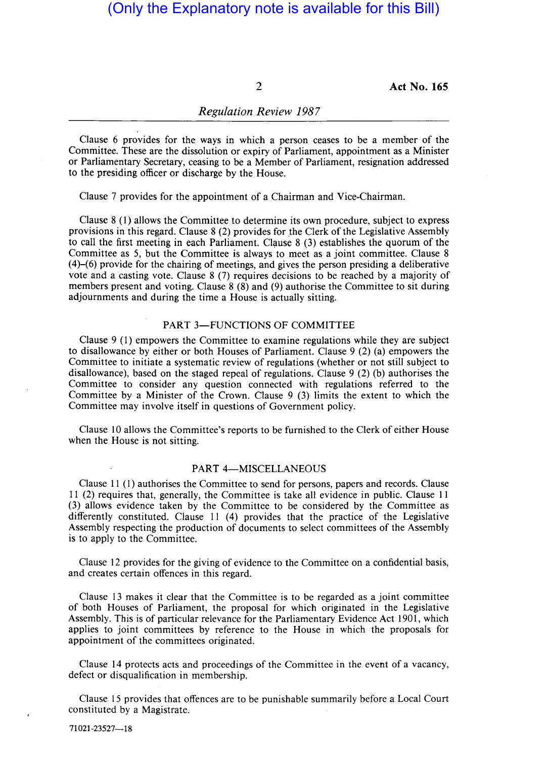(Only the Explanatory note is available for this Bill)

Clause 6 provides for the ways in which a person ceases to be a member of the Committee. These are the dissolution or expiry of Parliament, appointment as a Minister or Parliamentary Secretary, ceasing to be a Member of Parliament, resignation addressed to the presiding officer or discharge by the House.

Clause 7 provides for the appointment of a Chairman and Vice-Chairman.

Clause 8 (1) allows the Committee to determine its own procedure, subject to express provisions in this regard. Clause 8 (2) provides for the Clerk of the Legislative Assembly to call the first meeting in each Parliament. Clause 8 (3) establishes the quorum of the Committee as 5, but the Committee is always to meet as a joint committee. Clause 8 (4)–(6) provide for the chairing of meetings, and gives the person presiding a deliberative vote and a casting vote. Clause 8 (7) requires decisions to be reached by a majority of members present and voting. Clause 8 (8) and (9) authorise the Committee to sit during adjournments and during the time a House is actually sitting.

## PART 3—FUNCTIONS OF COMMITTEE

Clause 9 (1) empowers the Committee to examine regulations while they are subject to disallowance by either or both Houses of Parliament. Clause 9 (2) (a) empowers the Committee to initiate a systematic review of regulations (whether or not still subject to disallowance), based on the staged repeal of regulations. Clause 9 (2) (b) authorises the Committee to consider any question connected with regulations referred to the Committee by a Minister of the Crown. Clause 9 (3) limits the extent to which the Committee may involve itself in questions of Government policy.

Clause 10 allows the Committee's reports to be furnished to the Clerk of either House when the House is not sitting.

## PART 4—MISCELLANEOUS

Clause 11 (1) authorises the Committee to send for persons, papers and records. Clause 11 (2) requires that, generally, the Committee is take all evidence in public. Clause 11 (3) allows evidence taken by the Committee to be considered by the Committee as differently constituted. Clause 11 (4) provides that the practice of the Legislative Assembly respecting the production of documents to select committees of the Assembly is to apply to the Committee.

Clause 12 provides for the giving of evidence to the Committee on a confidential basis, and creates certain offences in this regard.

Clause 13 makes it clear that the Committee is to be regarded as a joint committee of both Houses of Parliament, the proposal for which originated in the Legislative Assembly. This is of particular relevance for the Parliamentary Evidence Act 1901, which applies to joint committees by reference to the House in which the proposals for appointment of the committees originated.

Clause 14 protects acts and proceedings of the Committee in the event of a vacancy, defect or disqualification in membership.

Clause 15 provides that offences are to be punishable summarily before a Local Court constituted by a Magistrate.

71021-23527—18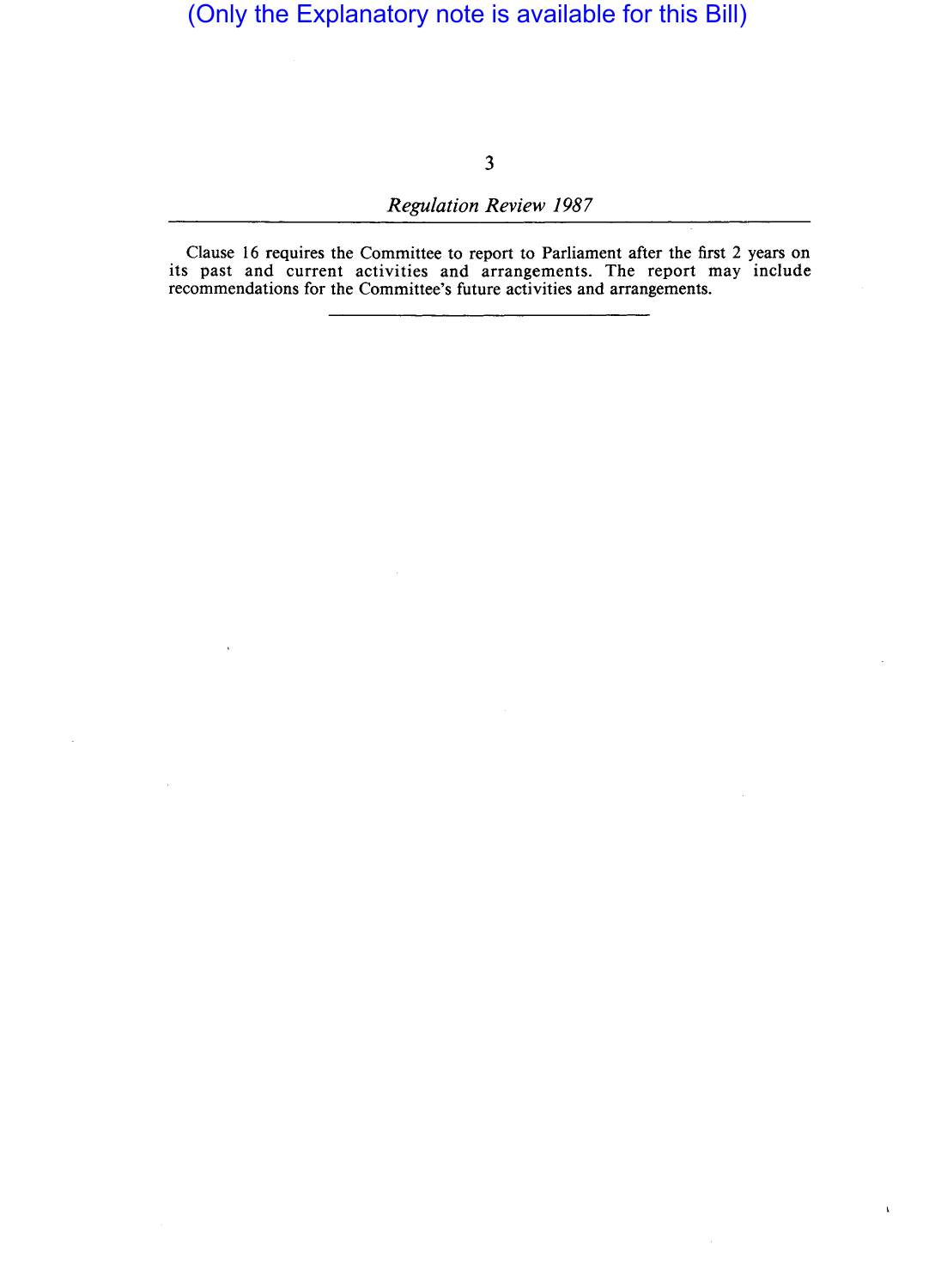(Only the Explanatory note is available for this Bill)

Clause 16 requires the Committee to report to Parliament after the first 2 years on its past and current activities and arrangements. The report may include recommendations for the Committee's future activities and arrangements.